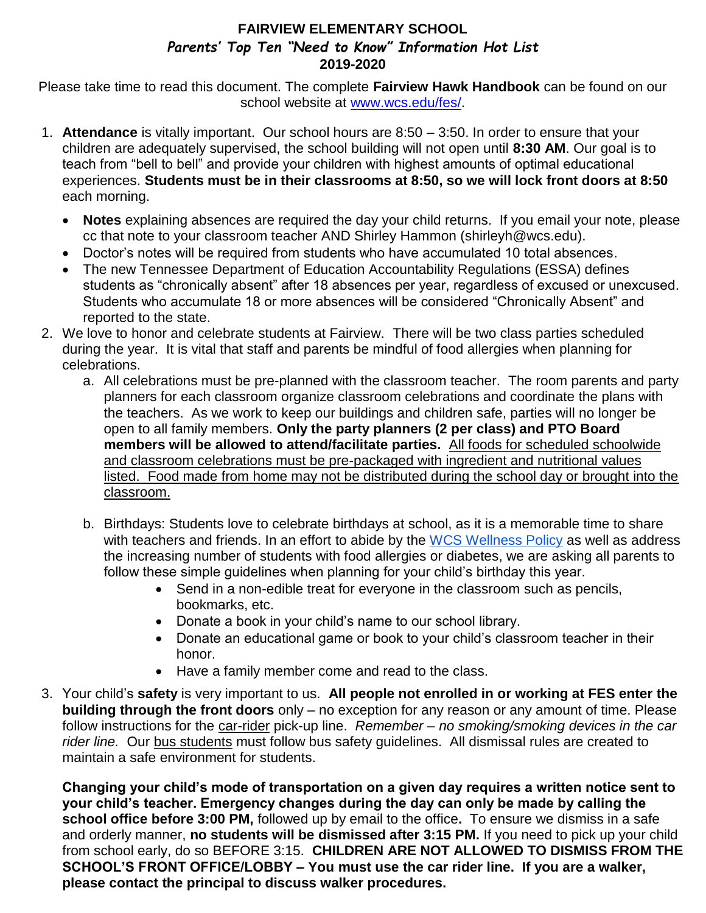# FAIRVIEW ELEMENTARY SCHOOL

## *Parents' Top Ten "Need to Know" Information Hot List*

**2019-2020**

Please take time to read this document. The complete **Fairview Hawk Handbook** can be found on our school website at www.wcs.edu/fes/.

1. **Attendance** is vitally important. Our school hours are 8:50 – 3:50. In order to ensure that your children are adequately supervised, the school building will not open until **8:30 AM**. Our goal is to teach from "bell to bell" and provide your children with highest amounts of optimal educational experiences. **Students must be in their classrooms at 8:50, so we will lock front doors at 8:50** each morning.
   - **Notes** explaining absences are required the day your child returns. If you email your note, please cc that note to your classroom teacher AND Shirley Hammon (shirleyh@wcs.edu).
   - Doctor's notes will be required from students who have accumulated 10 total absences.
   - The new Tennessee Department of Education Accountability Regulations (ESSA) defines students as "chronically absent" after 18 absences per year, regardless of excused or unexcused. Students who accumulate 18 or more absences will be considered "Chronically Absent" and reported to the state.
2. We love to honor and celebrate students at Fairview. There will be two class parties scheduled during the year. It is vital that staff and parents be mindful of food allergies when planning for celebrations.
   a. All celebrations must be pre-planned with the classroom teacher. The room parents and party planners for each classroom organize classroom celebrations and coordinate the plans with the teachers. As we work to keep our buildings and children safe, parties will no longer be open to all family members. **Only the party planners (2 per class) and PTO Board members will be allowed to attend/facilitate parties.** All foods for scheduled schoolwide and classroom celebrations must be pre-packaged with ingredient and nutritional values listed. Food made from home may not be distributed during the school day or brought into the classroom.

   b. Birthdays: Students love to celebrate birthdays at school, as it is a memorable time to share with teachers and friends. In an effort to abide by the WCS Wellness Policy as well as address the increasing number of students with food allergies or diabetes, we are asking all parents to follow these simple guidelines when planning for your child's birthday this year.
      - Send in a non-edible treat for everyone in the classroom such as pencils, bookmarks, etc.
      - Donate a book in your child's name to our school library.
      - Donate an educational game or book to your child's classroom teacher in their honor.
      - Have a family member come and read to the class.
3. Your child's **safety** is very important to us. **All people not enrolled in or working at FES enter the building through the front doors** only – no exception for any reason or any amount of time. Please follow instructions for the car-rider pick-up line. *Remember – no smoking/smoking devices in the car rider line.* Our bus students must follow bus safety guidelines. All dismissal rules are created to maintain a safe environment for students.

   **Changing your child's mode of transportation on a given day requires a written notice sent to your child's teacher. Emergency changes during the day can only be made by calling the school office before 3:00 PM,** followed up by email to the office**.** To ensure we dismiss in a safe and orderly manner, **no students will be dismissed after 3:15 PM.** If you need to pick up your child from school early, do so BEFORE 3:15. **CHILDREN ARE NOT ALLOWED TO DISMISS FROM THE SCHOOL'S FRONT OFFICE/LOBBY – You must use the car rider line. If you are a walker, please contact the principal to discuss walker procedures.**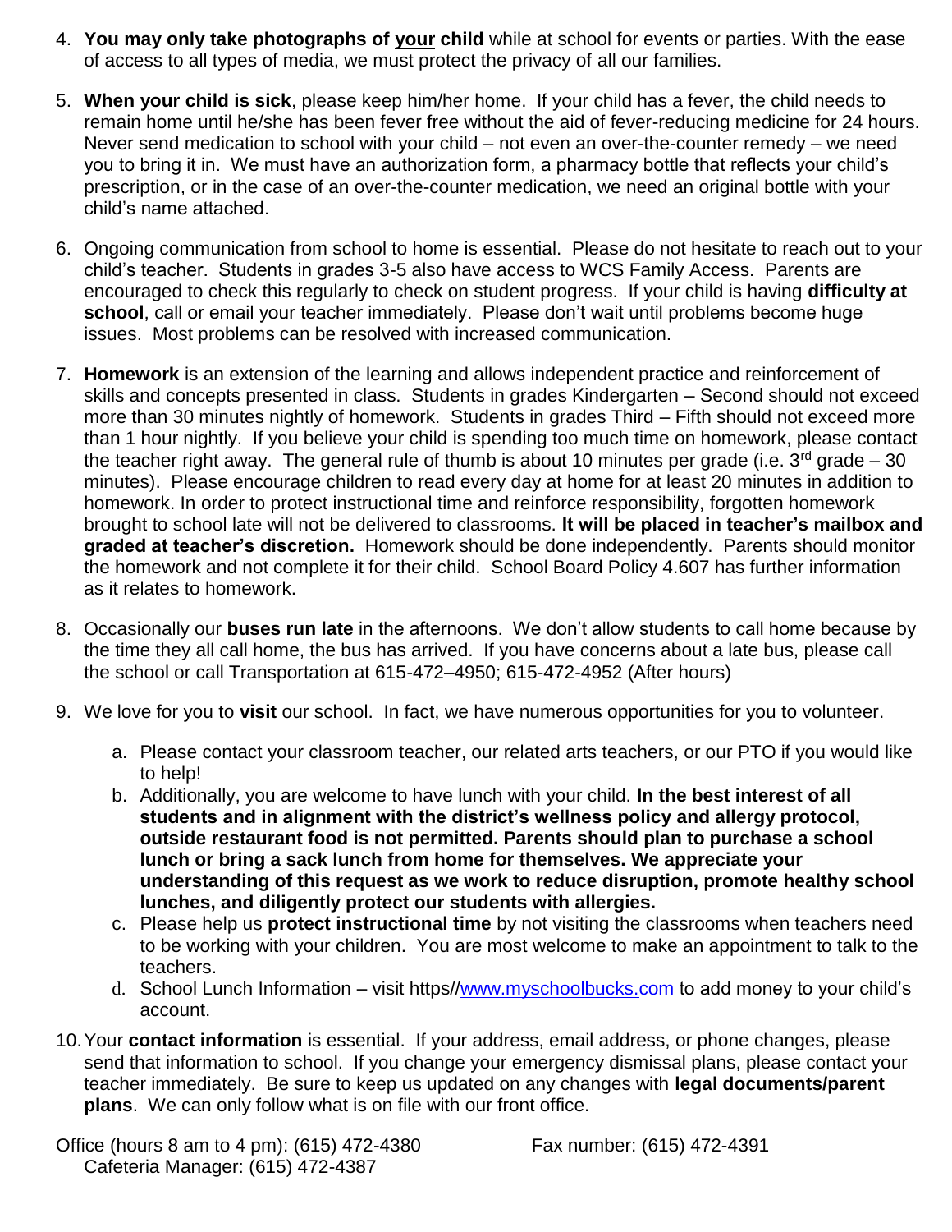4. **You may only take photographs of <u>your</u> child** while at school for events or parties. With the ease of access to all types of media, we must protect the privacy of all our families.

5. **When your child is sick**, please keep him/her home. If your child has a fever, the child needs to remain home until he/she has been fever free without the aid of fever-reducing medicine for 24 hours. Never send medication to school with your child – not even an over-the-counter remedy – we need you to bring it in. We must have an authorization form, a pharmacy bottle that reflects your child's prescription, or in the case of an over-the-counter medication, we need an original bottle with your child's name attached.

6. Ongoing communication from school to home is essential. Please do not hesitate to reach out to your child's teacher. Students in grades 3-5 also have access to WCS Family Access. Parents are encouraged to check this regularly to check on student progress. If your child is having **difficulty at school**, call or email your teacher immediately. Please don't wait until problems become huge issues. Most problems can be resolved with increased communication.

7. **Homework** is an extension of the learning and allows independent practice and reinforcement of skills and concepts presented in class. Students in grades Kindergarten – Second should not exceed more than 30 minutes nightly of homework. Students in grades Third – Fifth should not exceed more than 1 hour nightly. If you believe your child is spending too much time on homework, please contact the teacher right away. The general rule of thumb is about 10 minutes per grade (i.e. 3rd grade – 30 minutes). Please encourage children to read every day at home for at least 20 minutes in addition to homework. In order to protect instructional time and reinforce responsibility, forgotten homework brought to school late will not be delivered to classrooms. **It will be placed in teacher's mailbox and graded at teacher's discretion.** Homework should be done independently. Parents should monitor the homework and not complete it for their child. School Board Policy 4.607 has further information as it relates to homework.

8. Occasionally our **buses run late** in the afternoons. We don't allow students to call home because by the time they all call home, the bus has arrived. If you have concerns about a late bus, please call the school or call Transportation at 615-472–4950; 615-472-4952 (After hours)

9. We love for you to **visit** our school. In fact, we have numerous opportunities for you to volunteer.
   a. Please contact your classroom teacher, our related arts teachers, or our PTO if you would like to help!
   b. Additionally, you are welcome to have lunch with your child. **In the best interest of all students and in alignment with the district's wellness policy and allergy protocol, outside restaurant food is not permitted. Parents should plan to purchase a school lunch or bring a sack lunch from home for themselves. We appreciate your understanding of this request as we work to reduce disruption, promote healthy school lunches, and diligently protect our students with allergies.**
   c. Please help us **protect instructional time** by not visiting the classrooms when teachers need to be working with your children. You are most welcome to make an appointment to talk to the teachers.
   d. School Lunch Information – visit https//www.myschoolbucks.com to add money to your child's account.

10. Your **contact information** is essential. If your address, email address, or phone changes, please send that information to school. If you change your emergency dismissal plans, please contact your teacher immediately. Be sure to keep us updated on any changes with **legal documents/parent plans**. We can only follow what is on file with our front office.

Office (hours 8 am to 4 pm): (615) 472-4380 Fax number: (615) 472-4391
Cafeteria Manager: (615) 472-4387